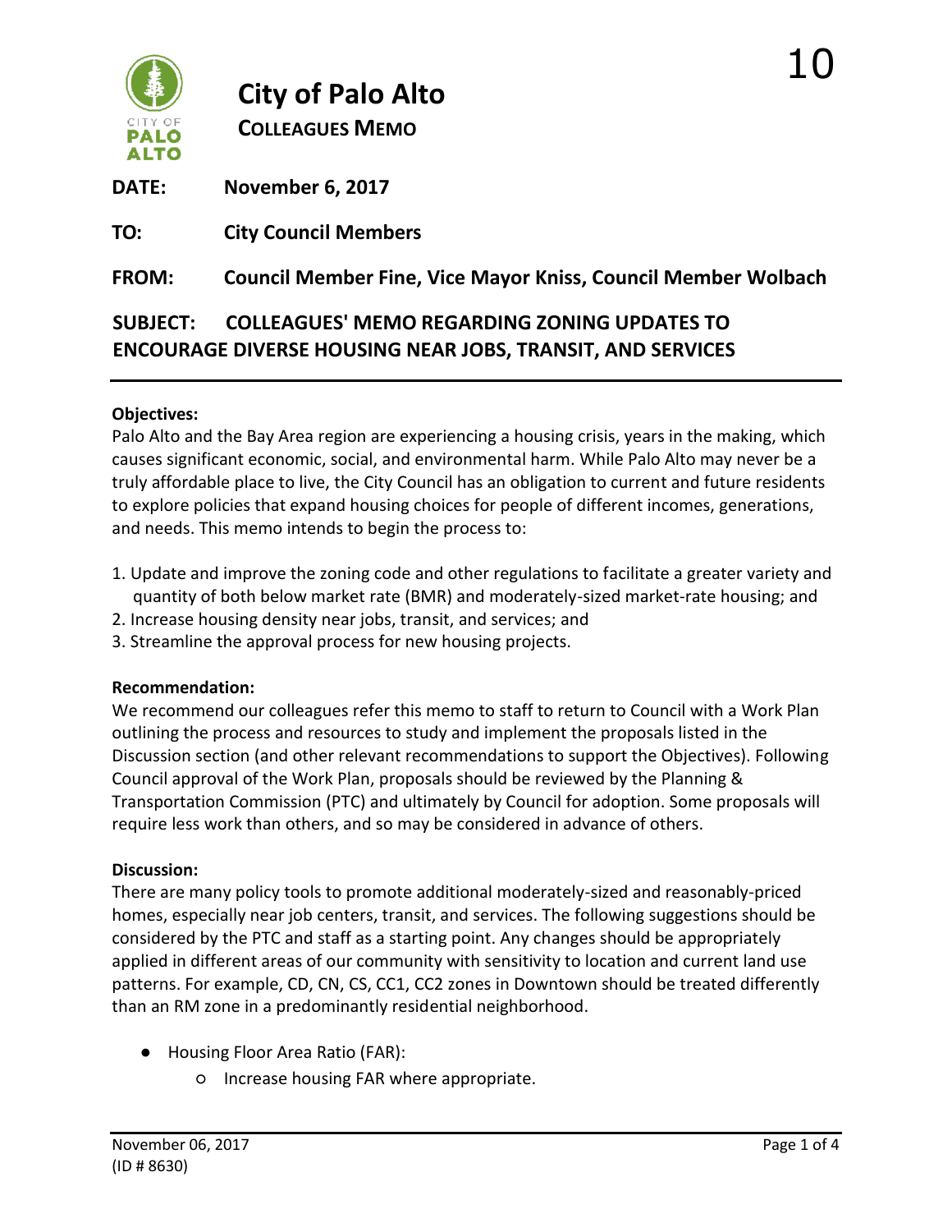# City of Palo Alto

## COLLEAGUES MEMO

**DATE:** November 6, 2017

**TO:** City Council Members

**FROM:** Council Member Fine, Vice Mayor Kniss, Council Member Wolbach

**SUBJECT: COLLEAGUES' MEMO REGARDING ZONING UPDATES TO ENCOURAGE DIVERSE HOUSING NEAR JOBS, TRANSIT, AND SERVICES**

---

**Objectives:**

Palo Alto and the Bay Area region are experiencing a housing crisis, years in the making, which causes significant economic, social, and environmental harm. While Palo Alto may never be a truly affordable place to live, the City Council has an obligation to current and future residents to explore policies that expand housing choices for people of different incomes, generations, and needs. This memo intends to begin the process to:

1. Update and improve the zoning code and other regulations to facilitate a greater variety and quantity of both below market rate (BMR) and moderately-sized market-rate housing; and
2. Increase housing density near jobs, transit, and services; and
3. Streamline the approval process for new housing projects.

**Recommendation:**

We recommend our colleagues refer this memo to staff to return to Council with a Work Plan outlining the process and resources to study and implement the proposals listed in the Discussion section (and other relevant recommendations to support the Objectives). Following Council approval of the Work Plan, proposals should be reviewed by the Planning & Transportation Commission (PTC) and ultimately by Council for adoption. Some proposals will require less work than others, and so may be considered in advance of others.

**Discussion:**

There are many policy tools to promote additional moderately-sized and reasonably-priced homes, especially near job centers, transit, and services. The following suggestions should be considered by the PTC and staff as a starting point. Any changes should be appropriately applied in different areas of our community with sensitivity to location and current land use patterns. For example, CD, CN, CS, CC1, CC2 zones in Downtown should be treated differently than an RM zone in a predominantly residential neighborhood.

- Housing Floor Area Ratio (FAR):
  - Increase housing FAR where appropriate.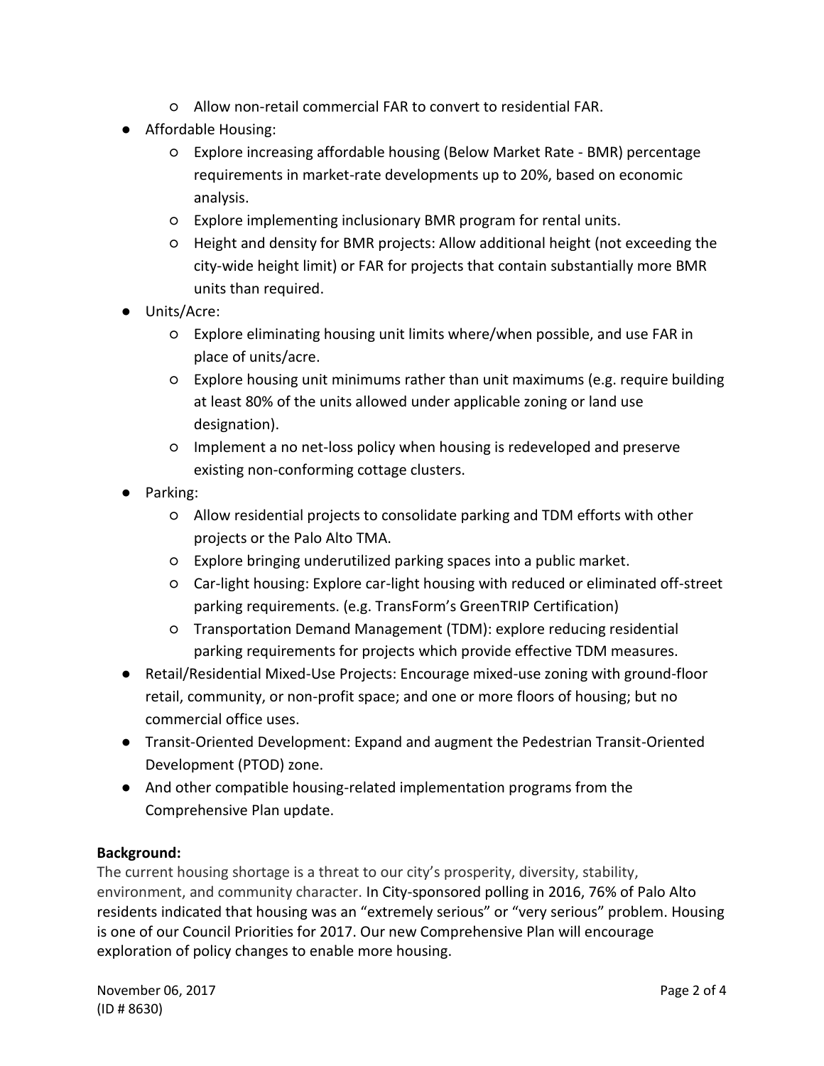- Allow non-retail commercial FAR to convert to residential FAR.
- Affordable Housing:
    - Explore increasing affordable housing (Below Market Rate - BMR) percentage requirements in market-rate developments up to 20%, based on economic analysis.
    - Explore implementing inclusionary BMR program for rental units.
    - Height and density for BMR projects: Allow additional height (not exceeding the city-wide height limit) or FAR for projects that contain substantially more BMR units than required.
- Units/Acre:
    - Explore eliminating housing unit limits where/when possible, and use FAR in place of units/acre.
    - Explore housing unit minimums rather than unit maximums (e.g. require building at least 80% of the units allowed under applicable zoning or land use designation).
    - Implement a no net-loss policy when housing is redeveloped and preserve existing non-conforming cottage clusters.
- Parking:
    - Allow residential projects to consolidate parking and TDM efforts with other projects or the Palo Alto TMA.
    - Explore bringing underutilized parking spaces into a public market.
    - Car-light housing: Explore car-light housing with reduced or eliminated off-street parking requirements. (e.g. TransForm's GreenTRIP Certification)
    - Transportation Demand Management (TDM): explore reducing residential parking requirements for projects which provide effective TDM measures.
- Retail/Residential Mixed-Use Projects: Encourage mixed-use zoning with ground-floor retail, community, or non-profit space; and one or more floors of housing; but no commercial office uses.
- Transit-Oriented Development: Expand and augment the Pedestrian Transit-Oriented Development (PTOD) zone.
- And other compatible housing-related implementation programs from the Comprehensive Plan update.

**Background:**

The current housing shortage is a threat to our city's prosperity, diversity, stability, environment, and community character. In City-sponsored polling in 2016, 76% of Palo Alto residents indicated that housing was an "extremely serious" or "very serious" problem. Housing is one of our Council Priorities for 2017. Our new Comprehensive Plan will encourage exploration of policy changes to enable more housing.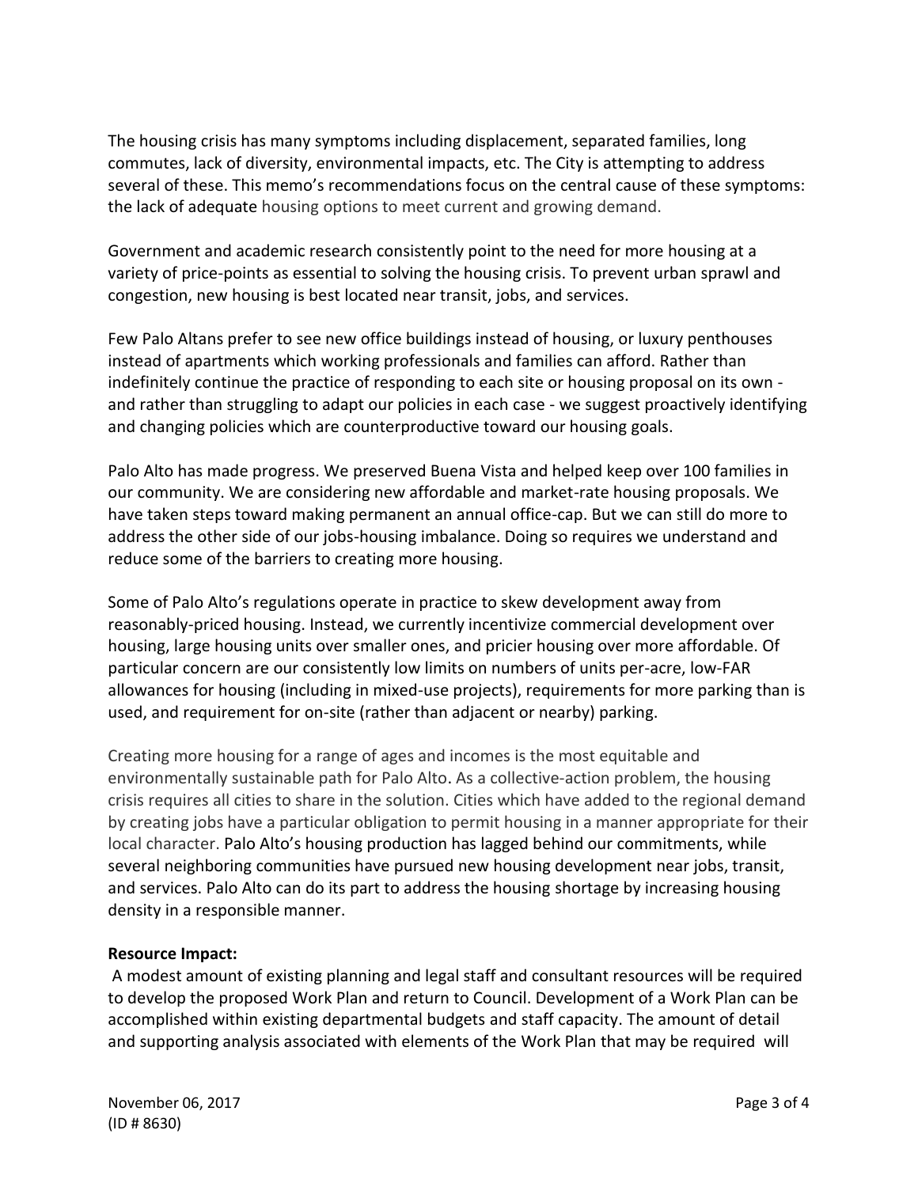The housing crisis has many symptoms including displacement, separated families, long commutes, lack of diversity, environmental impacts, etc. The City is attempting to address several of these. This memo's recommendations focus on the central cause of these symptoms: the lack of adequate housing options to meet current and growing demand.

Government and academic research consistently point to the need for more housing at a variety of price-points as essential to solving the housing crisis. To prevent urban sprawl and congestion, new housing is best located near transit, jobs, and services.

Few Palo Altans prefer to see new office buildings instead of housing, or luxury penthouses instead of apartments which working professionals and families can afford. Rather than indefinitely continue the practice of responding to each site or housing proposal on its own - and rather than struggling to adapt our policies in each case - we suggest proactively identifying and changing policies which are counterproductive toward our housing goals.

Palo Alto has made progress. We preserved Buena Vista and helped keep over 100 families in our community. We are considering new affordable and market-rate housing proposals. We have taken steps toward making permanent an annual office-cap. But we can still do more to address the other side of our jobs-housing imbalance. Doing so requires we understand and reduce some of the barriers to creating more housing.

Some of Palo Alto's regulations operate in practice to skew development away from reasonably-priced housing. Instead, we currently incentivize commercial development over housing, large housing units over smaller ones, and pricier housing over more affordable. Of particular concern are our consistently low limits on numbers of units per-acre, low-FAR allowances for housing (including in mixed-use projects), requirements for more parking than is used, and requirement for on-site (rather than adjacent or nearby) parking.

Creating more housing for a range of ages and incomes is the most equitable and environmentally sustainable path for Palo Alto. As a collective-action problem, the housing crisis requires all cities to share in the solution. Cities which have added to the regional demand by creating jobs have a particular obligation to permit housing in a manner appropriate for their local character. Palo Alto's housing production has lagged behind our commitments, while several neighboring communities have pursued new housing development near jobs, transit, and services. Palo Alto can do its part to address the housing shortage by increasing housing density in a responsible manner.

**Resource Impact:**

A modest amount of existing planning and legal staff and consultant resources will be required to develop the proposed Work Plan and return to Council. Development of a Work Plan can be accomplished within existing departmental budgets and staff capacity. The amount of detail and supporting analysis associated with elements of the Work Plan that may be required will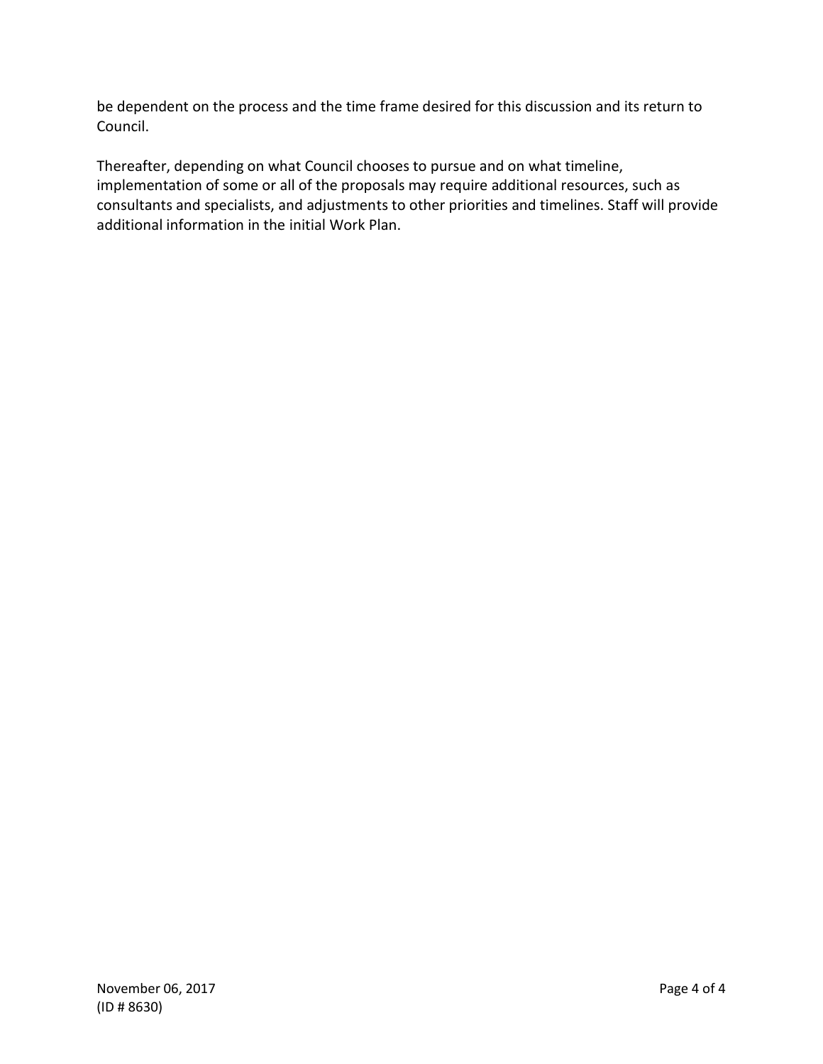be dependent on the process and the time frame desired for this discussion and its return to Council.

Thereafter, depending on what Council chooses to pursue and on what timeline, implementation of some or all of the proposals may require additional resources, such as consultants and specialists, and adjustments to other priorities and timelines. Staff will provide additional information in the initial Work Plan.